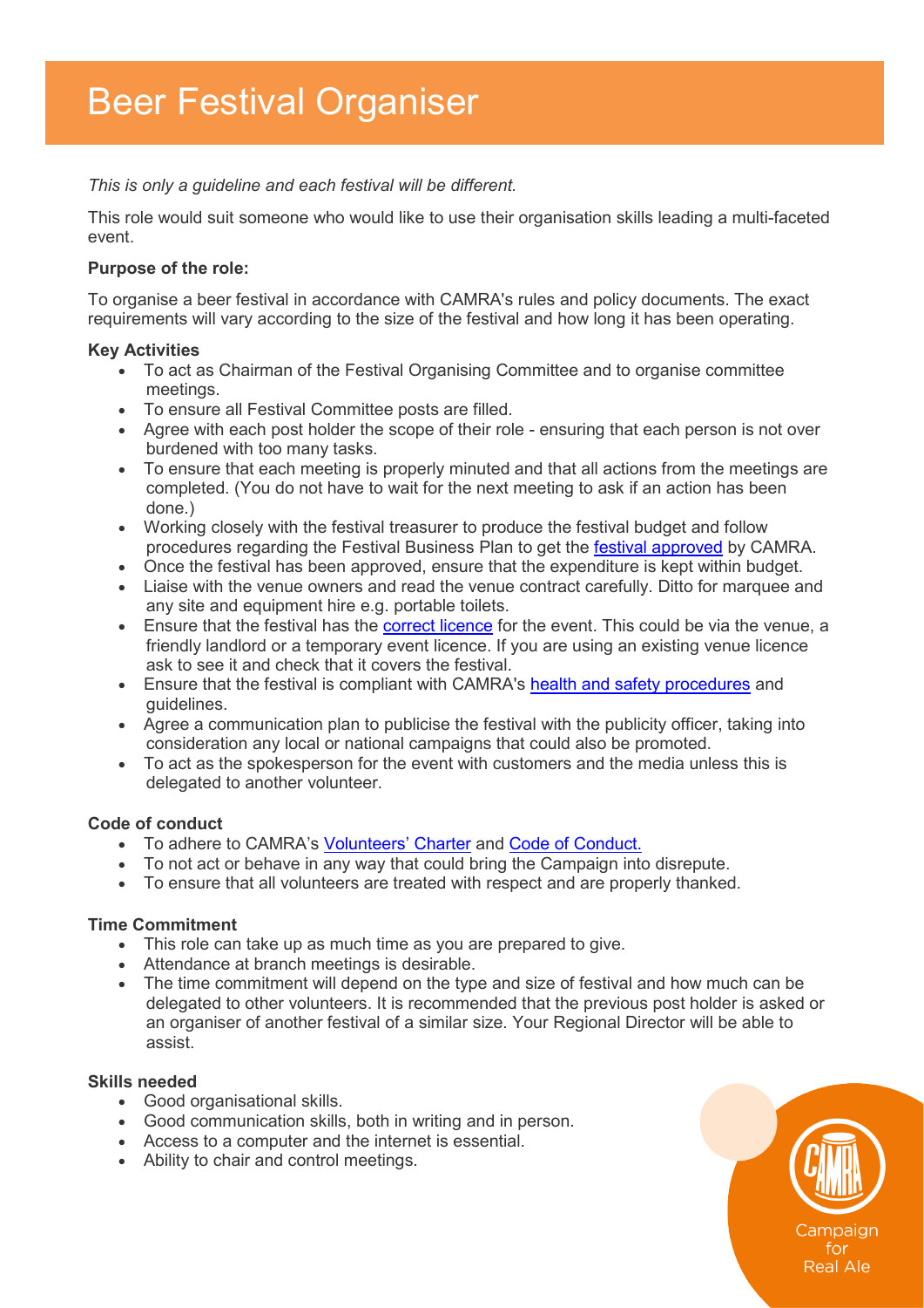# Beer Festival Organiser

*This is only a guideline and each festival will be different.*

This role would suit someone who would like to use their organisation skills leading a multi-faceted event.

**Purpose of the role:**

To organise a beer festival in accordance with CAMRA's rules and policy documents. The exact requirements will vary according to the size of the festival and how long it has been operating.

**Key Activities**

- To act as Chairman of the Festival Organising Committee and to organise committee meetings.
- To ensure all Festival Committee posts are filled.
- Agree with each post holder the scope of their role - ensuring that each person is not over burdened with too many tasks.
- To ensure that each meeting is properly minuted and that all actions from the meetings are completed. (You do not have to wait for the next meeting to ask if an action has been done.)
- Working closely with the festival treasurer to produce the festival budget and follow procedures regarding the Festival Business Plan to get the festival approved by CAMRA.
- Once the festival has been approved, ensure that the expenditure is kept within budget.
- Liaise with the venue owners and read the venue contract carefully. Ditto for marquee and any site and equipment hire e.g. portable toilets.
- Ensure that the festival has the correct licence for the event. This could be via the venue, a friendly landlord or a temporary event licence. If you are using an existing venue licence ask to see it and check that it covers the festival.
- Ensure that the festival is compliant with CAMRA's health and safety procedures and guidelines.
- Agree a communication plan to publicise the festival with the publicity officer, taking into consideration any local or national campaigns that could also be promoted.
- To act as the spokesperson for the event with customers and the media unless this is delegated to another volunteer.

**Code of conduct**

- To adhere to CAMRA's Volunteers' Charter and Code of Conduct.
- To not act or behave in any way that could bring the Campaign into disrepute.
- To ensure that all volunteers are treated with respect and are properly thanked.

**Time Commitment**

- This role can take up as much time as you are prepared to give.
- Attendance at branch meetings is desirable.
- The time commitment will depend on the type and size of festival and how much can be delegated to other volunteers. It is recommended that the previous post holder is asked or an organiser of another festival of a similar size. Your Regional Director will be able to assist.

**Skills needed**

- Good organisational skills.
- Good communication skills, both in writing and in person.
- Access to a computer and the internet is essential.
- Ability to chair and control meetings.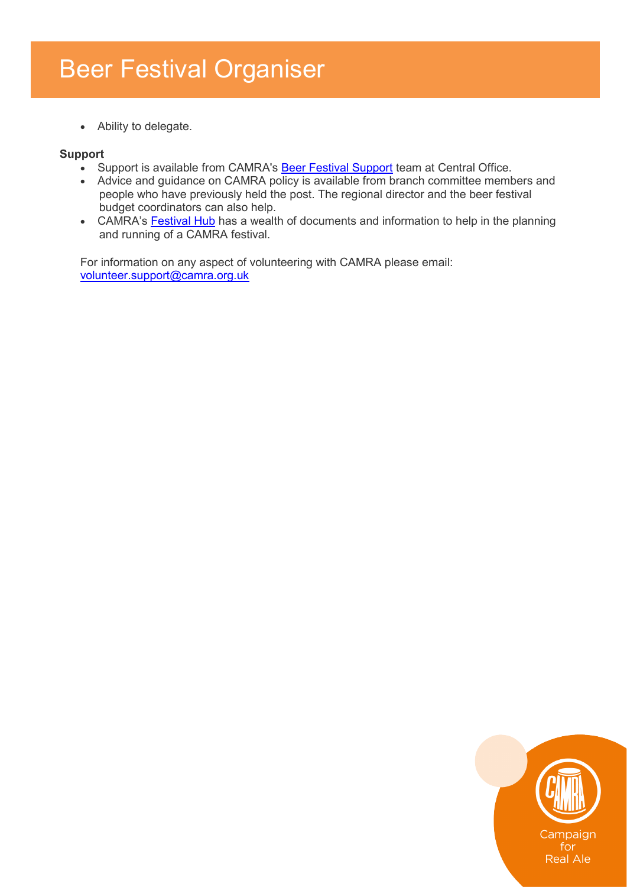- Ability to delegate.

**Support**

- Support is available from CAMRA's Beer Festival Support team at Central Office.
- Advice and guidance on CAMRA policy is available from branch committee members and people who have previously held the post. The regional director and the beer festival budget coordinators can also help.
- CAMRA's Festival Hub has a wealth of documents and information to help in the planning and running of a CAMRA festival.

For information on any aspect of volunteering with CAMRA please email: volunteer.support@camra.org.uk